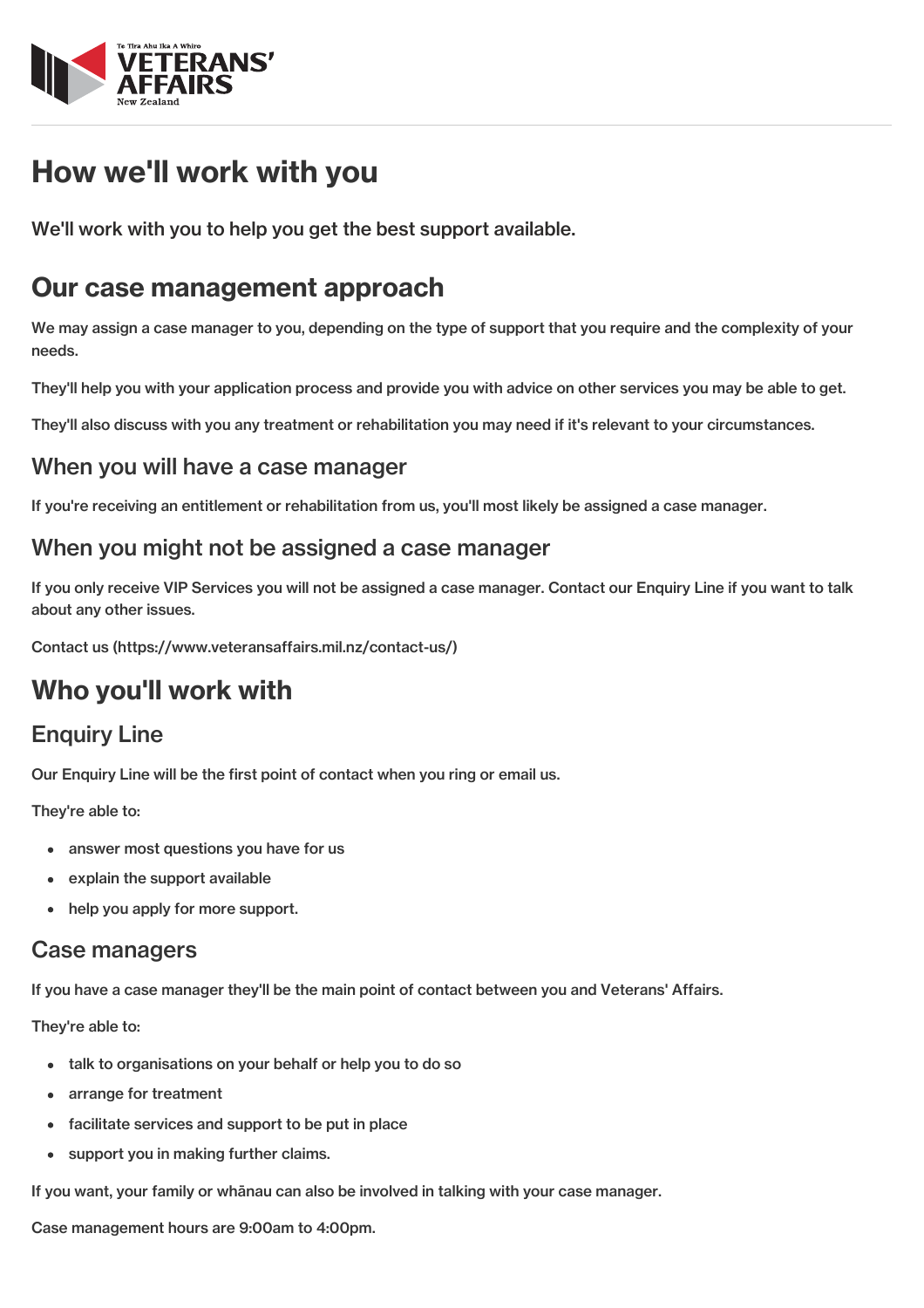# How we'll work with you

We'll work with you to help you get the best support available.

## Our case management approach

We may assign a case manager to you, depending on the type of support that you require and the complexity of your needs.

They'll help you with your application process and provide you with advice on other services you may be able to get.

They'll also discuss with you any treatment or rehabilitation you may need if it's relevant to your circumstances.

### When you will have a case manager

If you're receiving an entitlement or rehabilitation from us, you'll most likely be assigned a case manager.

### When you might not be assigned a case manager

If you only receive VIP Services you will not be assigned a case manager. Contact our Enquiry Line if you want to talk about any other issues.

Contact us (https://www.veteransaffairs.mil.nz/contact-us/)

## Who you'll work with

### Enquiry Line

Our Enquiry Line will be the first point of contact when you ring or email us.

They're able to:

- answer most questions you have for us
- explain the support available
- help you apply for more support.

### Case managers

If you have a case manager they'll be the main point of contact between you and Veterans' Affairs.

They're able to:

- talk to organisations on your behalf or help you to do so
- arrange for treatment
- facilitate services and support to be put in place
- support you in making further claims.

If you want, your family or whānau can also be involved in talking with your case manager.

Case management hours are 9:00am to 4:00pm.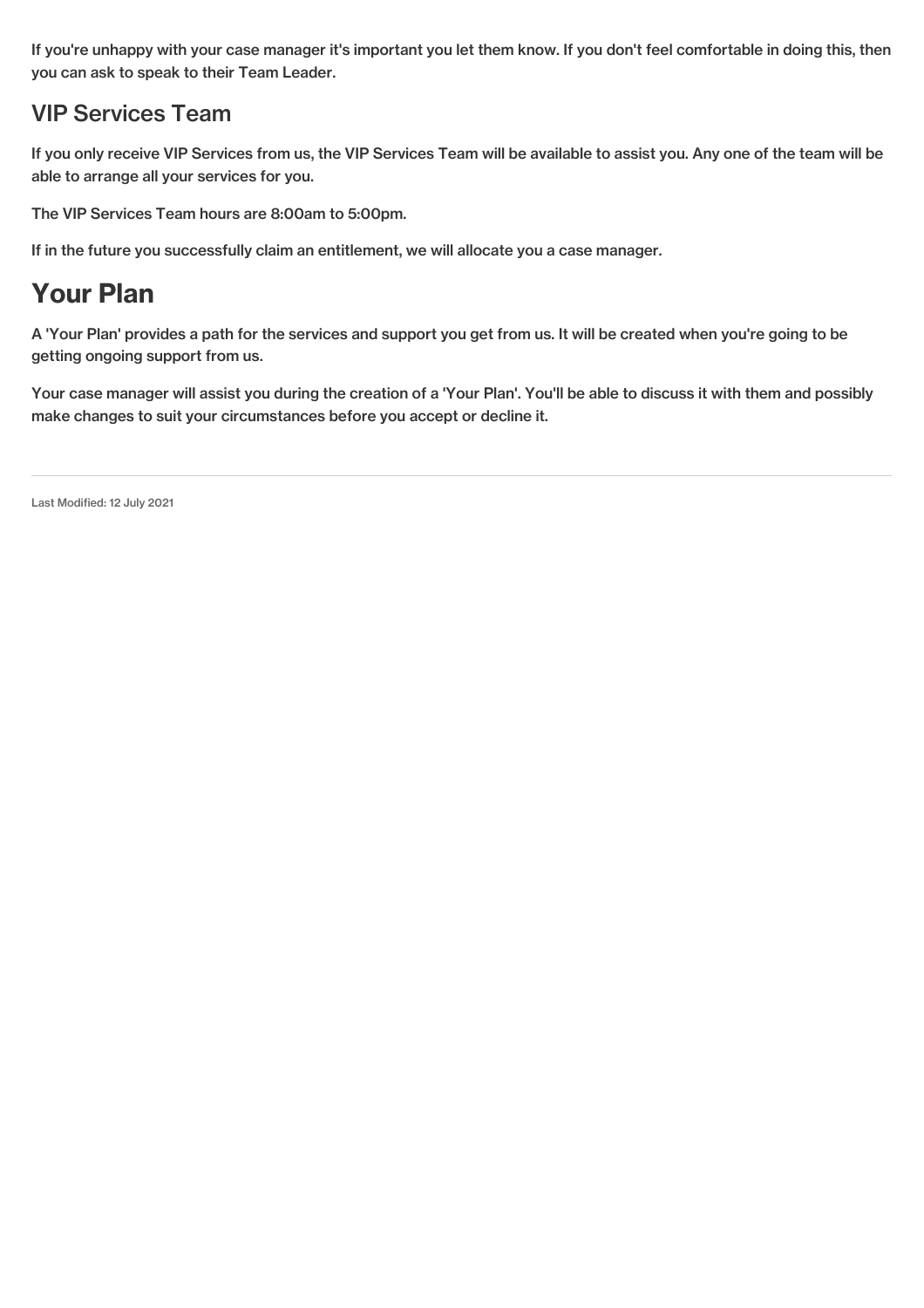If you're unhappy with your case manager it's important you let them know. If you don't feel comfortable in doing this, then you can ask to speak to their Team Leader.

## VIP Services Team

If you only receive VIP Services from us, the VIP Services Team will be available to assist you. Any one of the team will be able to arrange all your services for you.

The VIP Services Team hours are 8:00am to 5:00pm.

If in the future you successfully claim an entitlement, we will allocate you a case manager.

# Your Plan

A 'Your Plan' provides a path for the services and support you get from us. It will be created when you're going to be getting ongoing support from us.

Your case manager will assist you during the creation of a 'Your Plan'. You'll be able to discuss it with them and possibly make changes to suit your circumstances before you accept or decline it.

---

Last Modified: 12 July 2021